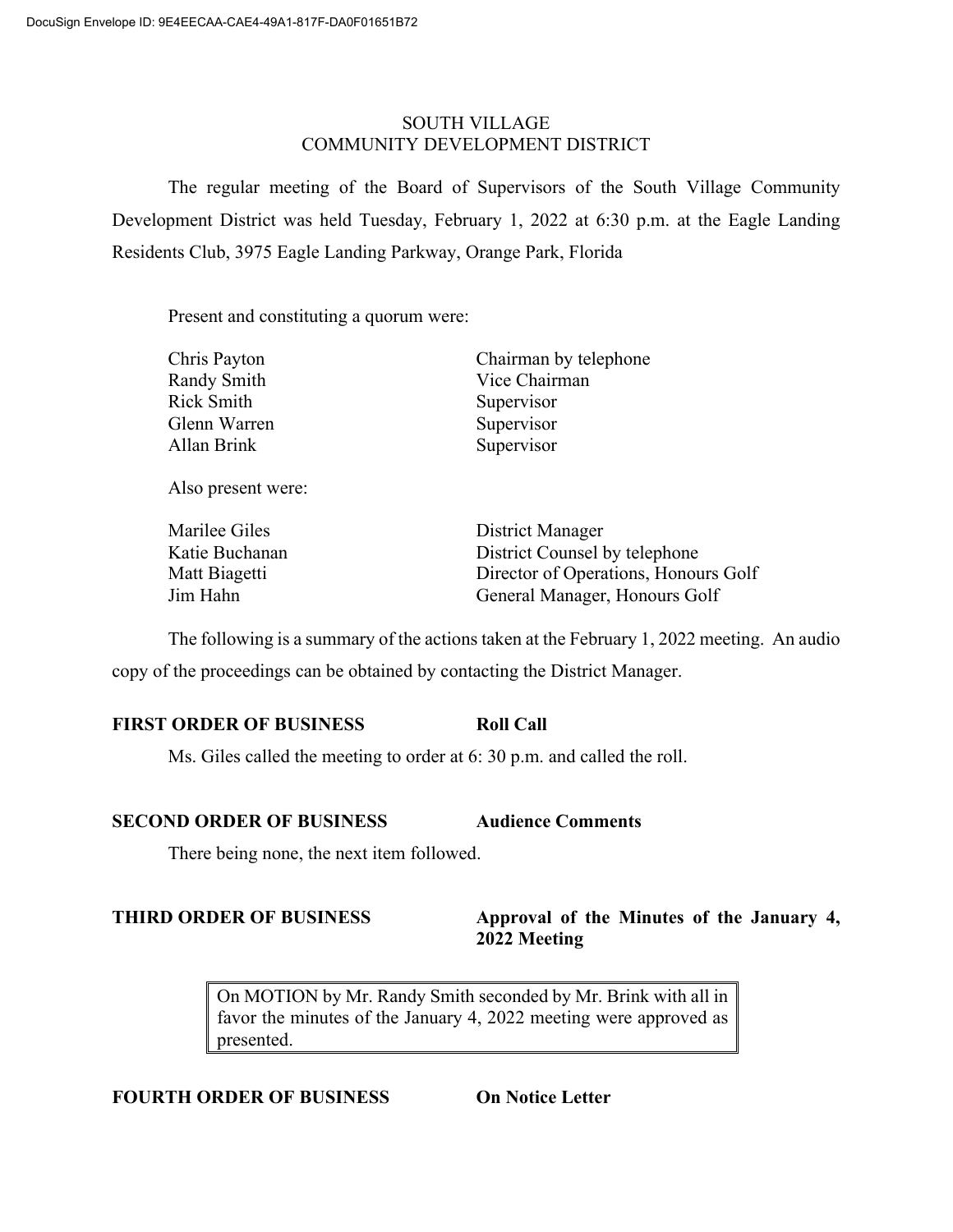SOUTH VILLAGE
COMMUNITY DEVELOPMENT DISTRICT

The regular meeting of the Board of Supervisors of the South Village Community Development District was held Tuesday, February 1, 2022 at 6:30 p.m. at the Eagle Landing Residents Club, 3975 Eagle Landing Parkway, Orange Park, Florida

Present and constituting a quorum were:

| | |
|---|---|
| Chris Payton | Chairman by telephone |
| Randy Smith | Vice Chairman |
| Rick Smith | Supervisor |
| Glenn Warren | Supervisor |
| Allan Brink | Supervisor |

Also present were:

| | |
|---|---|
| Marilee Giles | District Manager |
| Katie Buchanan | District Counsel by telephone |
| Matt Biagetti | Director of Operations, Honours Golf |
| Jim Hahn | General Manager, Honours Golf |

The following is a summary of the actions taken at the February 1, 2022 meeting. An audio copy of the proceedings can be obtained by contacting the District Manager.

**FIRST ORDER OF BUSINESS** **Roll Call**

Ms. Giles called the meeting to order at 6: 30 p.m. and called the roll.

**SECOND ORDER OF BUSINESS** **Audience Comments**

There being none, the next item followed.

**THIRD ORDER OF BUSINESS** **Approval of the Minutes of the January 4, 2022 Meeting**

> On MOTION by Mr. Randy Smith seconded by Mr. Brink with all in favor the minutes of the January 4, 2022 meeting were approved as presented.

**FOURTH ORDER OF BUSINESS** **On Notice Letter**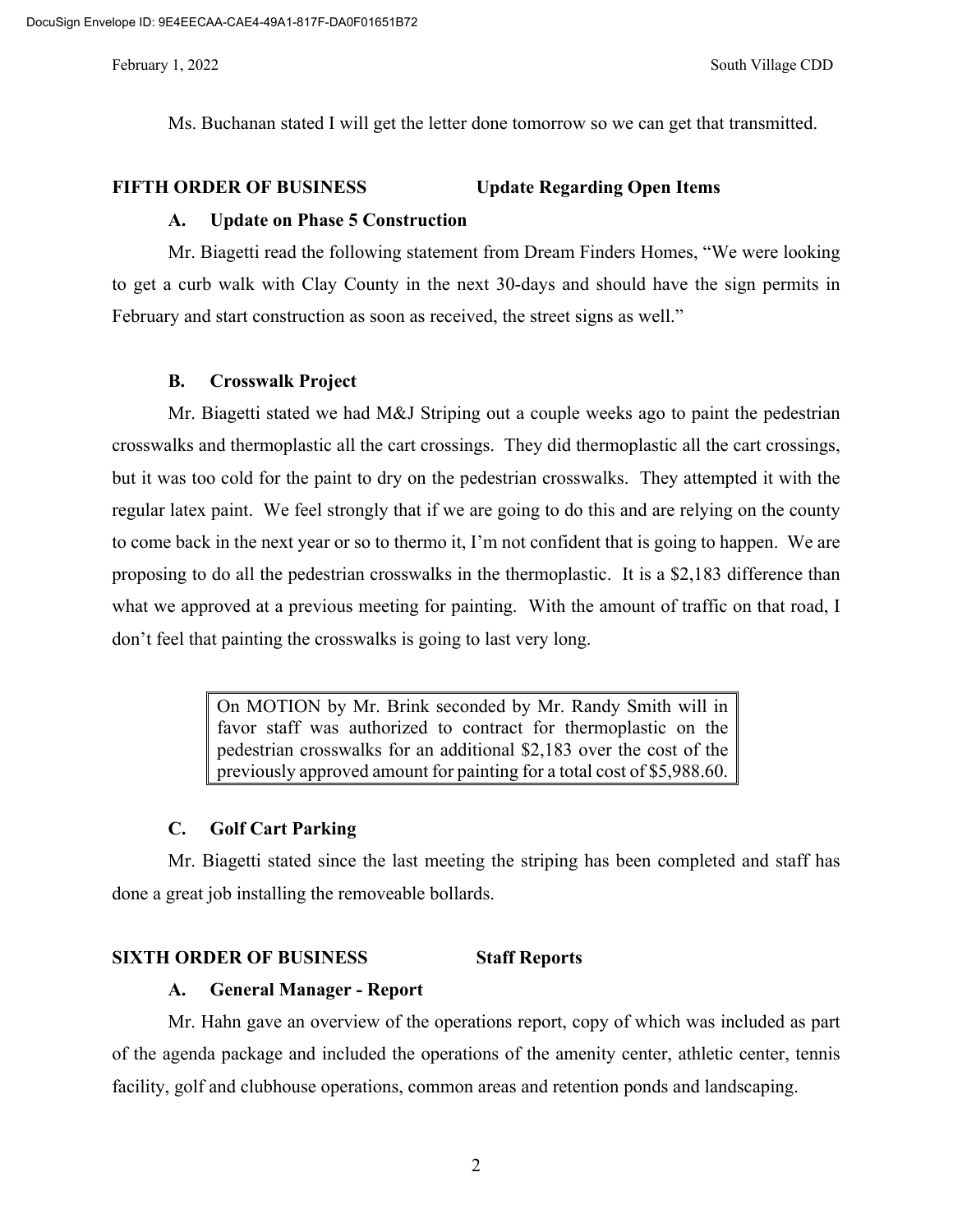Ms. Buchanan stated I will get the letter done tomorrow so we can get that transmitted.

**FIFTH ORDER OF BUSINESS Update Regarding Open Items**

**A. Update on Phase 5 Construction**

Mr. Biagetti read the following statement from Dream Finders Homes, "We were looking to get a curb walk with Clay County in the next 30-days and should have the sign permits in February and start construction as soon as received, the street signs as well."

**B. Crosswalk Project**

Mr. Biagetti stated we had M&J Striping out a couple weeks ago to paint the pedestrian crosswalks and thermoplastic all the cart crossings. They did thermoplastic all the cart crossings, but it was too cold for the paint to dry on the pedestrian crosswalks. They attempted it with the regular latex paint. We feel strongly that if we are going to do this and are relying on the county to come back in the next year or so to thermo it, I'm not confident that is going to happen. We are proposing to do all the pedestrian crosswalks in the thermoplastic. It is a $2,183 difference than what we approved at a previous meeting for painting. With the amount of traffic on that road, I don't feel that painting the crosswalks is going to last very long.

> On MOTION by Mr. Brink seconded by Mr. Randy Smith will in favor staff was authorized to contract for thermoplastic on the pedestrian crosswalks for an additional $2,183 over the cost of the previously approved amount for painting for a total cost of $5,988.60.

**C. Golf Cart Parking**

Mr. Biagetti stated since the last meeting the striping has been completed and staff has done a great job installing the removeable bollards.

**SIXTH ORDER OF BUSINESS Staff Reports**

**A. General Manager - Report**

Mr. Hahn gave an overview of the operations report, copy of which was included as part of the agenda package and included the operations of the amenity center, athletic center, tennis facility, golf and clubhouse operations, common areas and retention ponds and landscaping.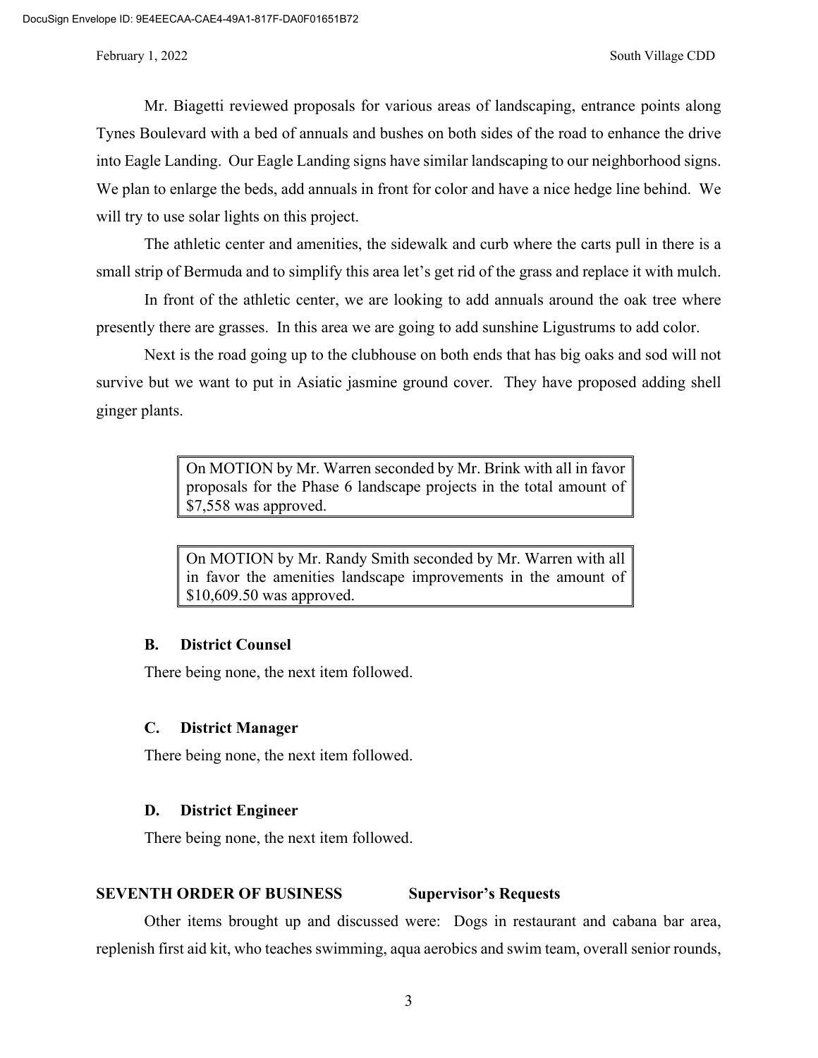Mr. Biagetti reviewed proposals for various areas of landscaping, entrance points along Tynes Boulevard with a bed of annuals and bushes on both sides of the road to enhance the drive into Eagle Landing. Our Eagle Landing signs have similar landscaping to our neighborhood signs. We plan to enlarge the beds, add annuals in front for color and have a nice hedge line behind. We will try to use solar lights on this project.

The athletic center and amenities, the sidewalk and curb where the carts pull in there is a small strip of Bermuda and to simplify this area let's get rid of the grass and replace it with mulch.

In front of the athletic center, we are looking to add annuals around the oak tree where presently there are grasses. In this area we are going to add sunshine Ligustrums to add color.

Next is the road going up to the clubhouse on both ends that has big oaks and sod will not survive but we want to put in Asiatic jasmine ground cover. They have proposed adding shell ginger plants.

> On MOTION by Mr. Warren seconded by Mr. Brink with all in favor proposals for the Phase 6 landscape projects in the total amount of $7,558 was approved.

> On MOTION by Mr. Randy Smith seconded by Mr. Warren with all in favor the amenities landscape improvements in the amount of $10,609.50 was approved.

### B. District Counsel

There being none, the next item followed.

### C. District Manager

There being none, the next item followed.

### D. District Engineer

There being none, the next item followed.

## SEVENTH ORDER OF BUSINESS Supervisor's Requests

Other items brought up and discussed were: Dogs in restaurant and cabana bar area, replenish first aid kit, who teaches swimming, aqua aerobics and swim team, overall senior rounds,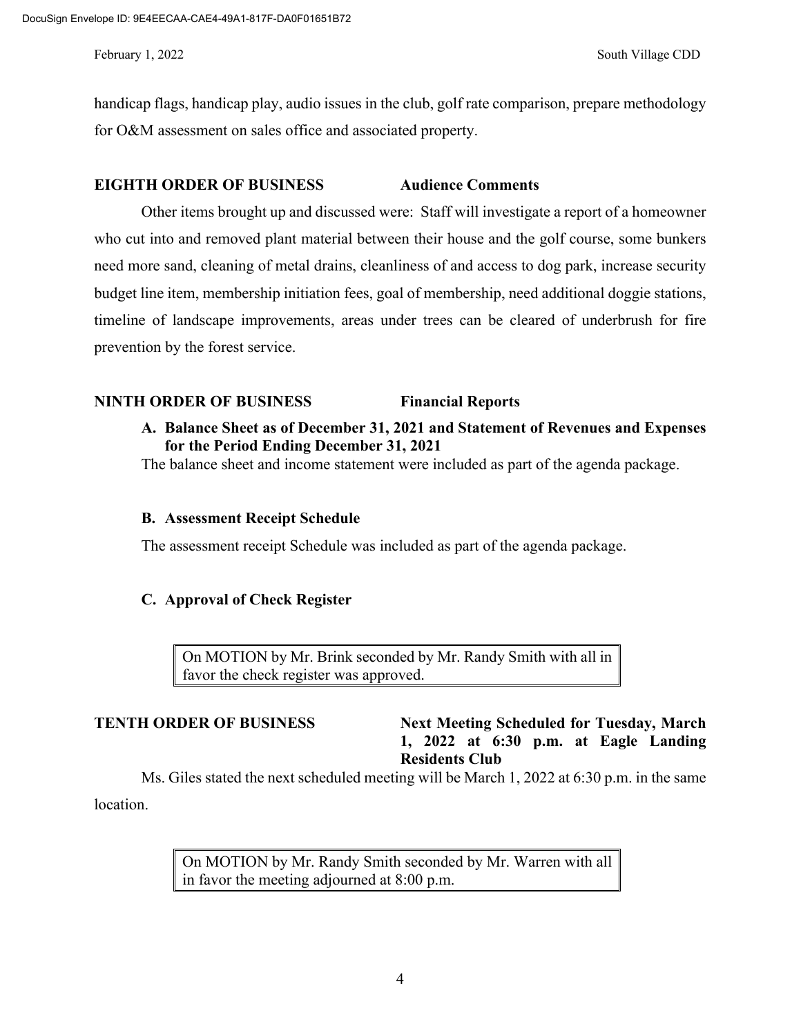handicap flags, handicap play, audio issues in the club, golf rate comparison, prepare methodology for O&M assessment on sales office and associated property.

**EIGHTH ORDER OF BUSINESS** **Audience Comments**

Other items brought up and discussed were: Staff will investigate a report of a homeowner who cut into and removed plant material between their house and the golf course, some bunkers need more sand, cleaning of metal drains, cleanliness of and access to dog park, increase security budget line item, membership initiation fees, goal of membership, need additional doggie stations, timeline of landscape improvements, areas under trees can be cleared of underbrush for fire prevention by the forest service.

**NINTH ORDER OF BUSINESS** **Financial Reports**

**A. Balance Sheet as of December 31, 2021 and Statement of Revenues and Expenses for the Period Ending December 31, 2021**

The balance sheet and income statement were included as part of the agenda package.

**B. Assessment Receipt Schedule**

The assessment receipt Schedule was included as part of the agenda package.

**C. Approval of Check Register**

On MOTION by Mr. Brink seconded by Mr. Randy Smith with all in favor the check register was approved.

**TENTH ORDER OF BUSINESS** **Next Meeting Scheduled for Tuesday, March 1, 2022 at 6:30 p.m. at Eagle Landing Residents Club**

Ms. Giles stated the next scheduled meeting will be March 1, 2022 at 6:30 p.m. in the same location.

On MOTION by Mr. Randy Smith seconded by Mr. Warren with all in favor the meeting adjourned at 8:00 p.m.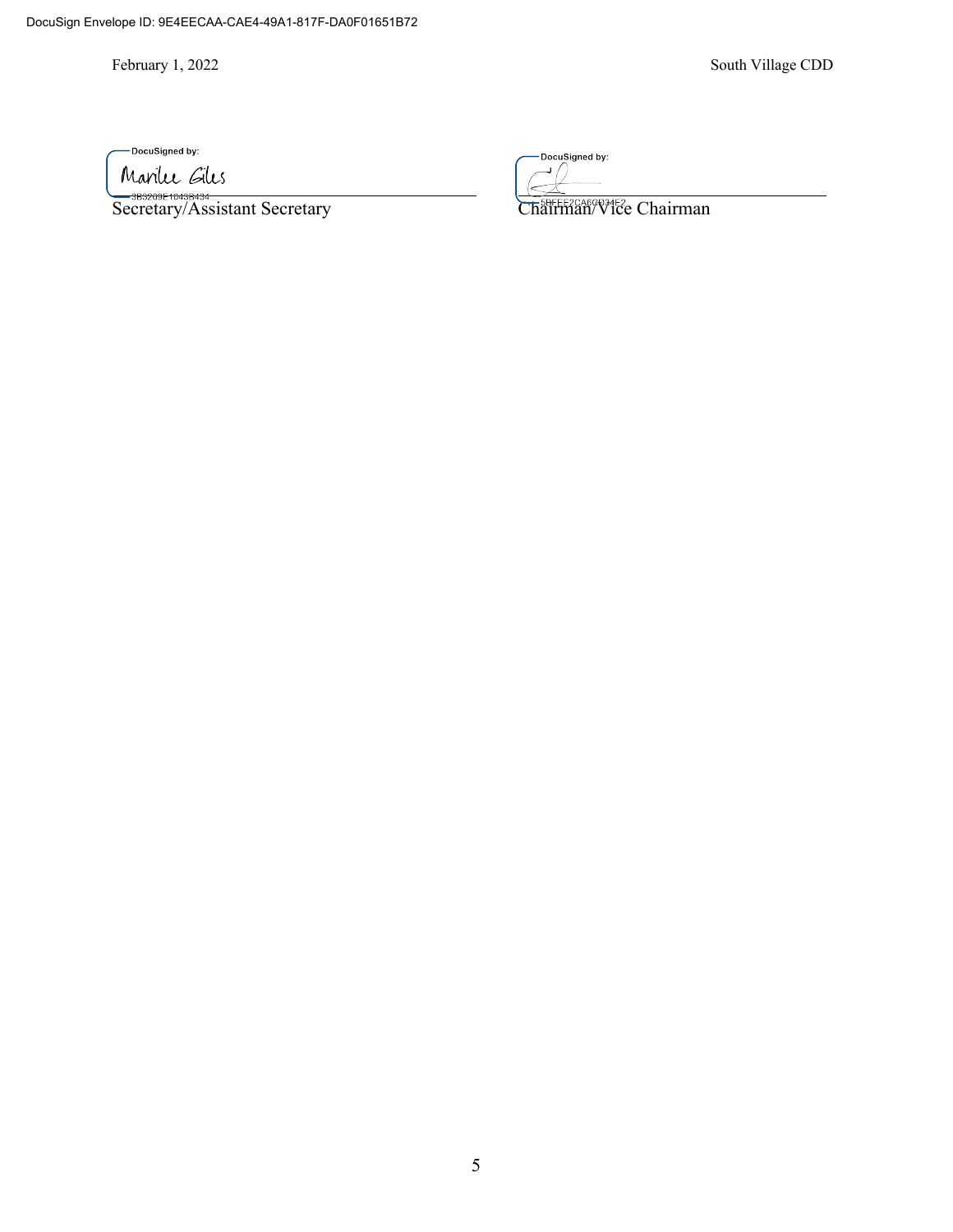DocuSign Envelope ID: 9E4EECAA-CAE4-49A1-817F-DA0F01651B72

February 1, 2022 South Village CDD

| | |
|---|---|
| DocuSigned by: Marilee Giles | DocuSigned by: |
| 3B3209E1043B434... | 5BEEE2CA60D34E2... |
| Secretary/Assistant Secretary | Chairman/Vice Chairman |